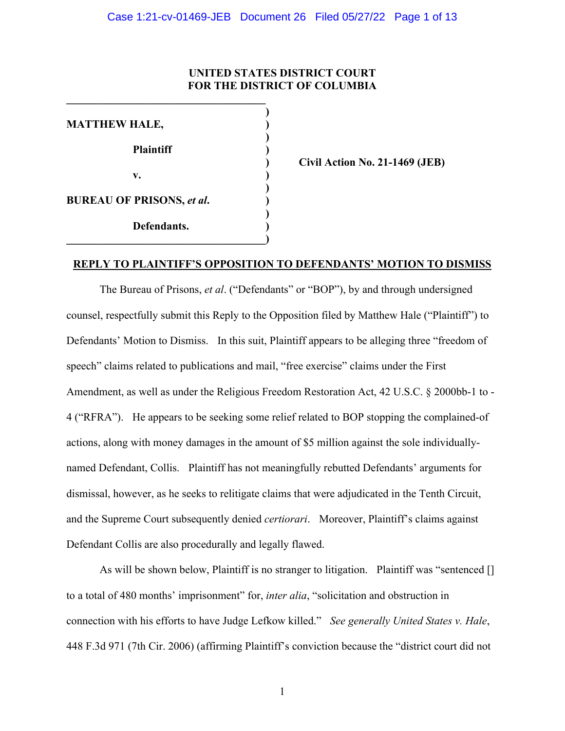**UNITED STATES DISTRICT COURT**
**FOR THE DISTRICT OF COLUMBIA**

| | |
|---|---|
| **MATTHEW HALE,** | |
| **Plaintiff** | |
| **v.** | **Civil Action No. 21-1469 (JEB)** |
| **BUREAU OF PRISONS, *et al*.** | |
| **Defendants.** | |

## REPLY TO PLAINTIFF'S OPPOSITION TO DEFENDANTS' MOTION TO DISMISS

The Bureau of Prisons, *et al*. ("Defendants" or "BOP"), by and through undersigned counsel, respectfully submit this Reply to the Opposition filed by Matthew Hale ("Plaintiff") to Defendants' Motion to Dismiss. In this suit, Plaintiff appears to be alleging three "freedom of speech" claims related to publications and mail, "free exercise" claims under the First Amendment, as well as under the Religious Freedom Restoration Act, 42 U.S.C. § 2000bb-1 to -4 ("RFRA"). He appears to be seeking some relief related to BOP stopping the complained-of actions, along with money damages in the amount of $5 million against the sole individually-named Defendant, Collis. Plaintiff has not meaningfully rebutted Defendants' arguments for dismissal, however, as he seeks to relitigate claims that were adjudicated in the Tenth Circuit, and the Supreme Court subsequently denied *certiorari*. Moreover, Plaintiff's claims against Defendant Collis are also procedurally and legally flawed.

As will be shown below, Plaintiff is no stranger to litigation. Plaintiff was "sentenced [] to a total of 480 months' imprisonment" for, *inter alia*, "solicitation and obstruction in connection with his efforts to have Judge Lefkow killed." *See generally United States v. Hale*, 448 F.3d 971 (7th Cir. 2006) (affirming Plaintiff's conviction because the "district court did not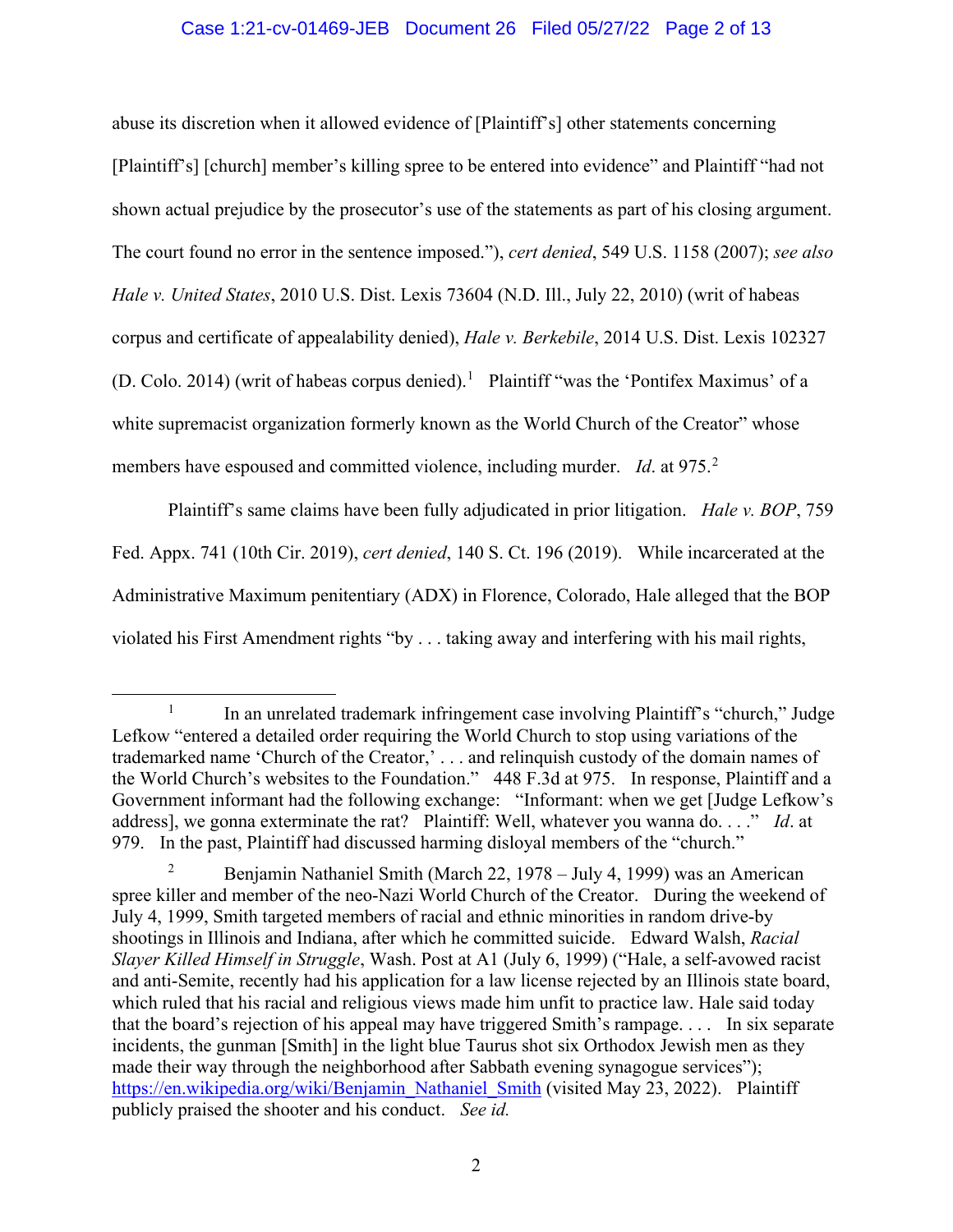abuse its discretion when it allowed evidence of [Plaintiff's] other statements concerning [Plaintiff's] [church] member's killing spree to be entered into evidence" and Plaintiff "had not shown actual prejudice by the prosecutor's use of the statements as part of his closing argument. The court found no error in the sentence imposed."), *cert denied*, 549 U.S. 1158 (2007); *see also Hale v. United States*, 2010 U.S. Dist. Lexis 73604 (N.D. Ill., July 22, 2010) (writ of habeas corpus and certificate of appealability denied), *Hale v. Berkebile*, 2014 U.S. Dist. Lexis 102327 (D. Colo. 2014) (writ of habeas corpus denied).[1] Plaintiff "was the 'Pontifex Maximus' of a white supremacist organization formerly known as the World Church of the Creator" whose members have espoused and committed violence, including murder. *Id*. at 975.[2]

Plaintiff's same claims have been fully adjudicated in prior litigation. *Hale v. BOP*, 759 Fed. Appx. 741 (10th Cir. 2019), *cert denied*, 140 S. Ct. 196 (2019). While incarcerated at the Administrative Maximum penitentiary (ADX) in Florence, Colorado, Hale alleged that the BOP violated his First Amendment rights "by . . . taking away and interfering with his mail rights,

---

[1] In an unrelated trademark infringement case involving Plaintiff's "church," Judge Lefkow "entered a detailed order requiring the World Church to stop using variations of the trademarked name 'Church of the Creator,' . . . and relinquish custody of the domain names of the World Church's websites to the Foundation." 448 F.3d at 975. In response, Plaintiff and a Government informant had the following exchange: "Informant: when we get [Judge Lefkow's address], we gonna exterminate the rat? Plaintiff: Well, whatever you wanna do. . . ." *Id*. at 979. In the past, Plaintiff had discussed harming disloyal members of the "church."

[2] Benjamin Nathaniel Smith (March 22, 1978 – July 4, 1999) was an American spree killer and member of the neo-Nazi World Church of the Creator. During the weekend of July 4, 1999, Smith targeted members of racial and ethnic minorities in random drive-by shootings in Illinois and Indiana, after which he committed suicide. Edward Walsh, *Racial Slayer Killed Himself in Struggle*, Wash. Post at A1 (July 6, 1999) ("Hale, a self-avowed racist and anti-Semite, recently had his application for a law license rejected by an Illinois state board, which ruled that his racial and religious views made him unfit to practice law. Hale said today that the board's rejection of his appeal may have triggered Smith's rampage. . . . In six separate incidents, the gunman [Smith] in the light blue Taurus shot six Orthodox Jewish men as they made their way through the neighborhood after Sabbath evening synagogue services"); https://en.wikipedia.org/wiki/Benjamin_Nathaniel_Smith (visited May 23, 2022). Plaintiff publicly praised the shooter and his conduct. *See id.*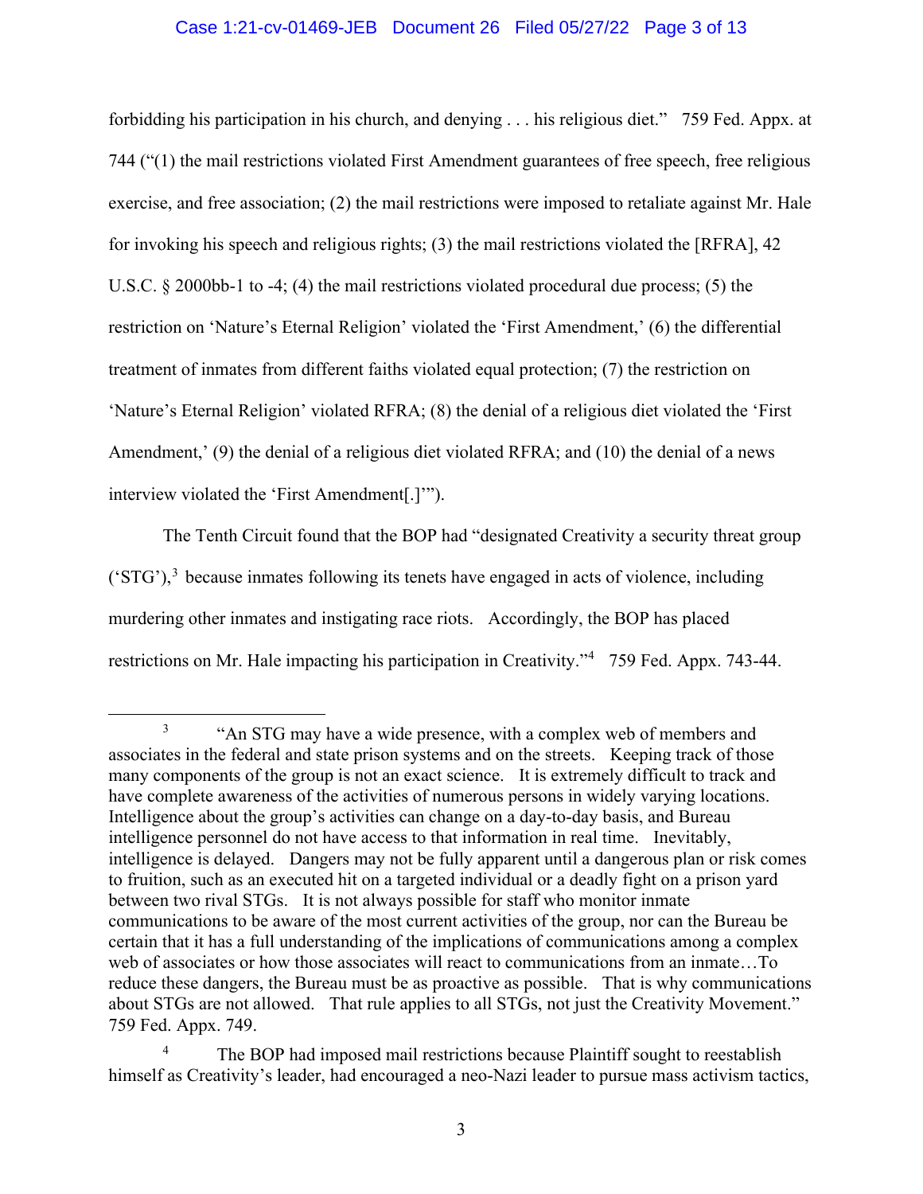forbidding his participation in his church, and denying . . . his religious diet." 759 Fed. Appx. at 744 ("(1) the mail restrictions violated First Amendment guarantees of free speech, free religious exercise, and free association; (2) the mail restrictions were imposed to retaliate against Mr. Hale for invoking his speech and religious rights; (3) the mail restrictions violated the [RFRA], 42 U.S.C. § 2000bb-1 to -4; (4) the mail restrictions violated procedural due process; (5) the restriction on 'Nature's Eternal Religion' violated the 'First Amendment,' (6) the differential treatment of inmates from different faiths violated equal protection; (7) the restriction on 'Nature's Eternal Religion' violated RFRA; (8) the denial of a religious diet violated the 'First Amendment,' (9) the denial of a religious diet violated RFRA; and (10) the denial of a news interview violated the 'First Amendment[.]'").

The Tenth Circuit found that the BOP had "designated Creativity a security threat group ('STG'),[3] because inmates following its tenets have engaged in acts of violence, including murdering other inmates and instigating race riots. Accordingly, the BOP has placed restrictions on Mr. Hale impacting his participation in Creativity."[4] 759 Fed. Appx. 743-44.

---

[3] "An STG may have a wide presence, with a complex web of members and associates in the federal and state prison systems and on the streets. Keeping track of those many components of the group is not an exact science. It is extremely difficult to track and have complete awareness of the activities of numerous persons in widely varying locations. Intelligence about the group's activities can change on a day-to-day basis, and Bureau intelligence personnel do not have access to that information in real time. Inevitably, intelligence is delayed. Dangers may not be fully apparent until a dangerous plan or risk comes to fruition, such as an executed hit on a targeted individual or a deadly fight on a prison yard between two rival STGs. It is not always possible for staff who monitor inmate communications to be aware of the most current activities of the group, nor can the Bureau be certain that it has a full understanding of the implications of communications among a complex web of associates or how those associates will react to communications from an inmate…To reduce these dangers, the Bureau must be as proactive as possible. That is why communications about STGs are not allowed. That rule applies to all STGs, not just the Creativity Movement." 759 Fed. Appx. 749.

[4] The BOP had imposed mail restrictions because Plaintiff sought to reestablish himself as Creativity's leader, had encouraged a neo-Nazi leader to pursue mass activism tactics,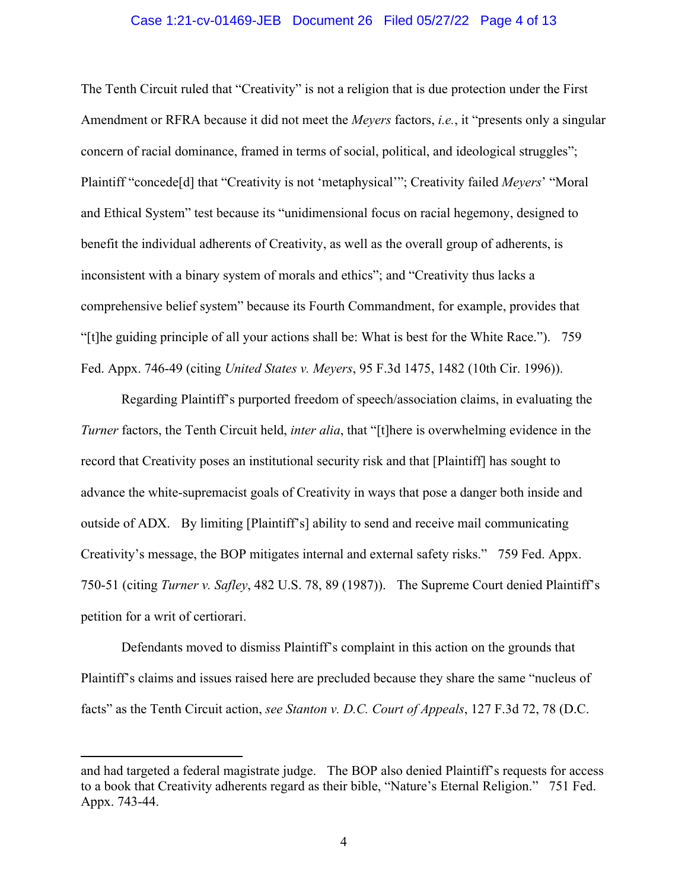The Tenth Circuit ruled that "Creativity" is not a religion that is due protection under the First Amendment or RFRA because it did not meet the *Meyers* factors, *i.e.*, it "presents only a singular concern of racial dominance, framed in terms of social, political, and ideological struggles"; Plaintiff "concede[d] that "Creativity is not 'metaphysical'"; Creativity failed *Meyers*' "Moral and Ethical System" test because its "unidimensional focus on racial hegemony, designed to benefit the individual adherents of Creativity, as well as the overall group of adherents, is inconsistent with a binary system of morals and ethics"; and "Creativity thus lacks a comprehensive belief system" because its Fourth Commandment, for example, provides that "[t]he guiding principle of all your actions shall be: What is best for the White Race."). 759 Fed. Appx. 746-49 (citing *United States v. Meyers*, 95 F.3d 1475, 1482 (10th Cir. 1996)).

Regarding Plaintiff's purported freedom of speech/association claims, in evaluating the *Turner* factors, the Tenth Circuit held, *inter alia*, that "[t]here is overwhelming evidence in the record that Creativity poses an institutional security risk and that [Plaintiff] has sought to advance the white-supremacist goals of Creativity in ways that pose a danger both inside and outside of ADX. By limiting [Plaintiff's] ability to send and receive mail communicating Creativity's message, the BOP mitigates internal and external safety risks." 759 Fed. Appx. 750-51 (citing *Turner v. Safley*, 482 U.S. 78, 89 (1987)). The Supreme Court denied Plaintiff's petition for a writ of certiorari.

Defendants moved to dismiss Plaintiff's complaint in this action on the grounds that Plaintiff's claims and issues raised here are precluded because they share the same "nucleus of facts" as the Tenth Circuit action, *see Stanton v. D.C. Court of Appeals*, 127 F.3d 72, 78 (D.C.

---

and had targeted a federal magistrate judge. The BOP also denied Plaintiff's requests for access to a book that Creativity adherents regard as their bible, "Nature's Eternal Religion." 751 Fed. Appx. 743-44.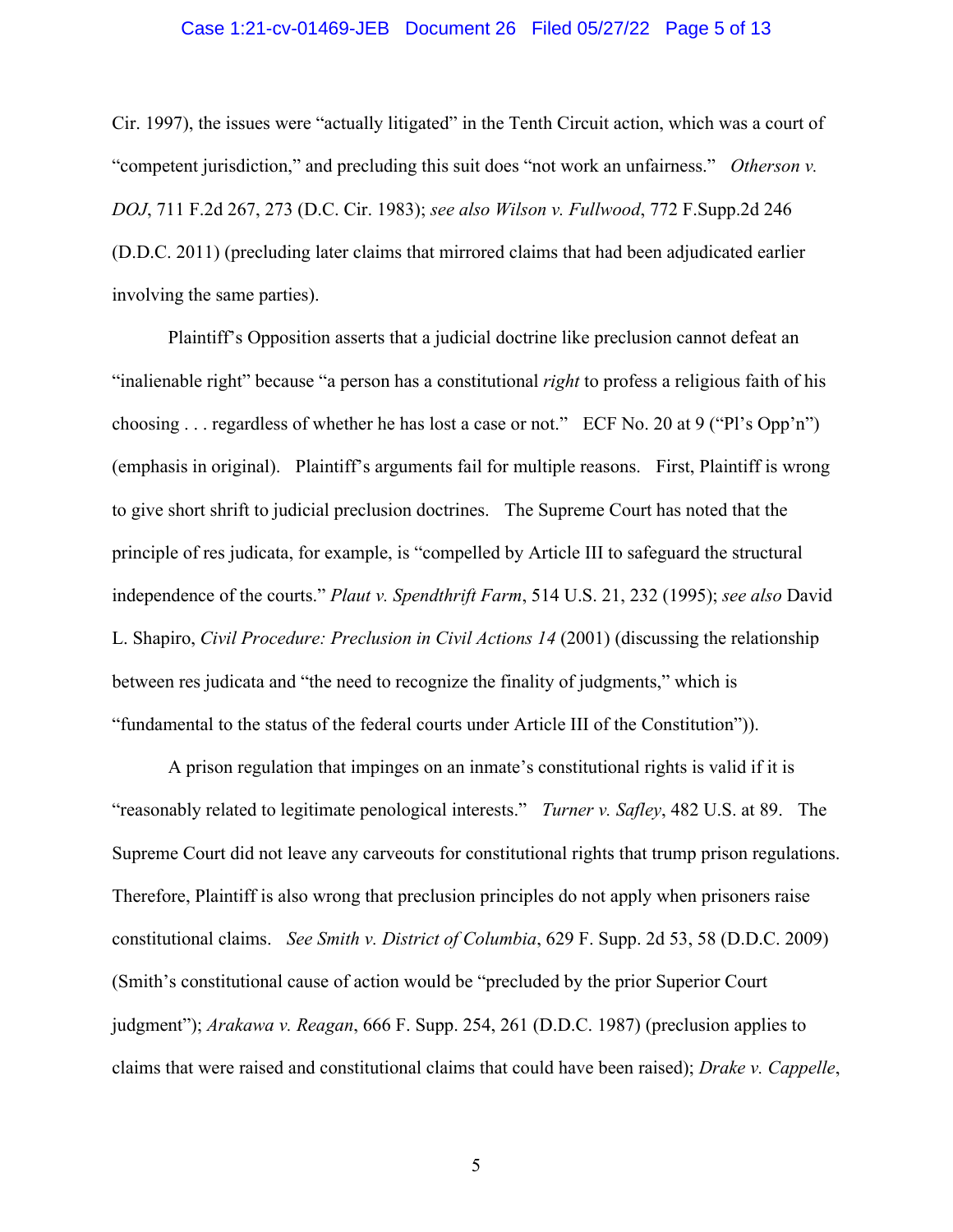Cir. 1997), the issues were "actually litigated" in the Tenth Circuit action, which was a court of "competent jurisdiction," and precluding this suit does "not work an unfairness." *Otherson v. DOJ*, 711 F.2d 267, 273 (D.C. Cir. 1983); *see also Wilson v. Fullwood*, 772 F.Supp.2d 246 (D.D.C. 2011) (precluding later claims that mirrored claims that had been adjudicated earlier involving the same parties).

Plaintiff's Opposition asserts that a judicial doctrine like preclusion cannot defeat an "inalienable right" because "a person has a constitutional *right* to profess a religious faith of his choosing . . . regardless of whether he has lost a case or not." ECF No. 20 at 9 ("Pl's Opp'n") (emphasis in original). Plaintiff's arguments fail for multiple reasons. First, Plaintiff is wrong to give short shrift to judicial preclusion doctrines. The Supreme Court has noted that the principle of res judicata, for example, is "compelled by Article III to safeguard the structural independence of the courts." *Plaut v. Spendthrift Farm*, 514 U.S. 21, 232 (1995); *see also* David L. Shapiro, *Civil Procedure: Preclusion in Civil Actions 14* (2001) (discussing the relationship between res judicata and "the need to recognize the finality of judgments," which is "fundamental to the status of the federal courts under Article III of the Constitution")).

A prison regulation that impinges on an inmate's constitutional rights is valid if it is "reasonably related to legitimate penological interests." *Turner v. Safley*, 482 U.S. at 89. The Supreme Court did not leave any carveouts for constitutional rights that trump prison regulations. Therefore, Plaintiff is also wrong that preclusion principles do not apply when prisoners raise constitutional claims. *See Smith v. District of Columbia*, 629 F. Supp. 2d 53, 58 (D.D.C. 2009) (Smith's constitutional cause of action would be "precluded by the prior Superior Court judgment"); *Arakawa v. Reagan*, 666 F. Supp. 254, 261 (D.D.C. 1987) (preclusion applies to claims that were raised and constitutional claims that could have been raised); *Drake v. Cappelle*,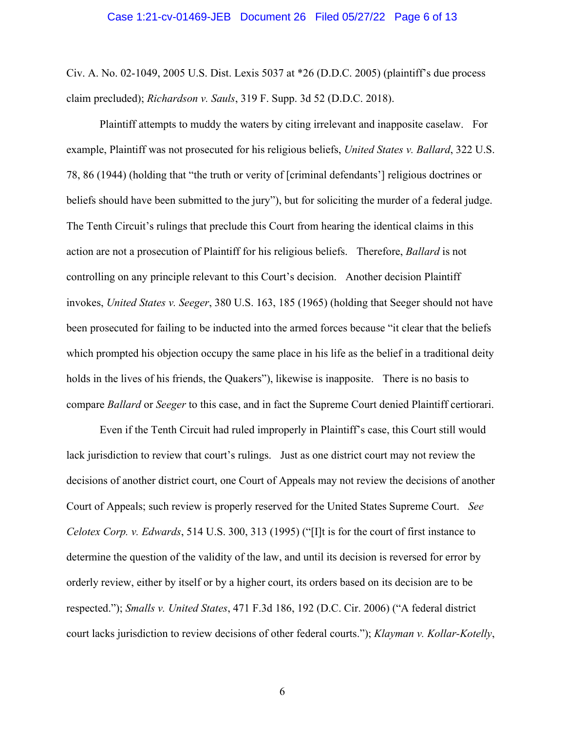Civ. A. No. 02-1049, 2005 U.S. Dist. Lexis 5037 at *26 (D.D.C. 2005) (plaintiff's due process claim precluded); *Richardson v. Sauls*, 319 F. Supp. 3d 52 (D.D.C. 2018).

Plaintiff attempts to muddy the waters by citing irrelevant and inapposite caselaw. For example, Plaintiff was not prosecuted for his religious beliefs, *United States v. Ballard*, 322 U.S. 78, 86 (1944) (holding that "the truth or verity of [criminal defendants'] religious doctrines or beliefs should have been submitted to the jury"), but for soliciting the murder of a federal judge. The Tenth Circuit's rulings that preclude this Court from hearing the identical claims in this action are not a prosecution of Plaintiff for his religious beliefs. Therefore, *Ballard* is not controlling on any principle relevant to this Court's decision. Another decision Plaintiff invokes, *United States v. Seeger*, 380 U.S. 163, 185 (1965) (holding that Seeger should not have been prosecuted for failing to be inducted into the armed forces because "it clear that the beliefs which prompted his objection occupy the same place in his life as the belief in a traditional deity holds in the lives of his friends, the Quakers"), likewise is inapposite. There is no basis to compare *Ballard* or *Seeger* to this case, and in fact the Supreme Court denied Plaintiff certiorari.

Even if the Tenth Circuit had ruled improperly in Plaintiff's case, this Court still would lack jurisdiction to review that court's rulings. Just as one district court may not review the decisions of another district court, one Court of Appeals may not review the decisions of another Court of Appeals; such review is properly reserved for the United States Supreme Court. *See Celotex Corp. v. Edwards*, 514 U.S. 300, 313 (1995) ("[I]t is for the court of first instance to determine the question of the validity of the law, and until its decision is reversed for error by orderly review, either by itself or by a higher court, its orders based on its decision are to be respected."); *Smalls v. United States*, 471 F.3d 186, 192 (D.C. Cir. 2006) ("A federal district court lacks jurisdiction to review decisions of other federal courts."); *Klayman v. Kollar-Kotelly*,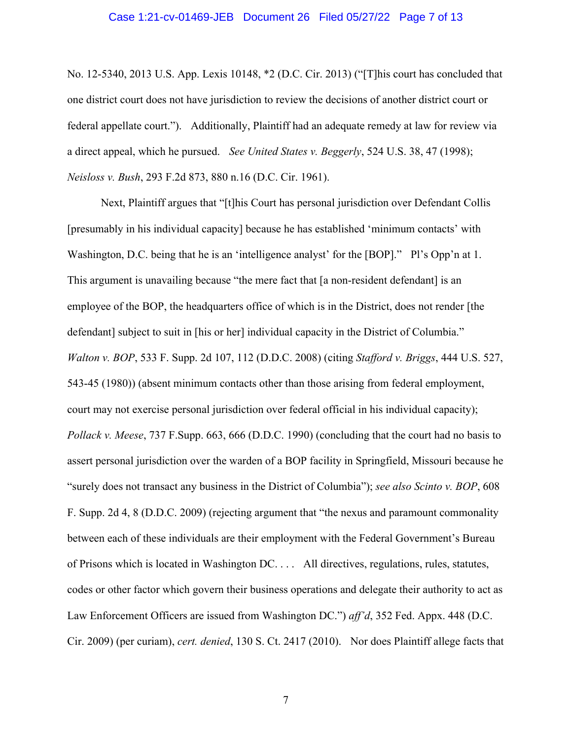No. 12-5340, 2013 U.S. App. Lexis 10148, *2 (D.C. Cir. 2013) ("[T]his court has concluded that one district court does not have jurisdiction to review the decisions of another district court or federal appellate court."). Additionally, Plaintiff had an adequate remedy at law for review via a direct appeal, which he pursued. *See United States v. Beggerly*, 524 U.S. 38, 47 (1998); *Neisloss v. Bush*, 293 F.2d 873, 880 n.16 (D.C. Cir. 1961).

Next, Plaintiff argues that "[t]his Court has personal jurisdiction over Defendant Collis [presumably in his individual capacity] because he has established 'minimum contacts' with Washington, D.C. being that he is an 'intelligence analyst' for the [BOP]." Pl's Opp'n at 1. This argument is unavailing because "the mere fact that [a non-resident defendant] is an employee of the BOP, the headquarters office of which is in the District, does not render [the defendant] subject to suit in [his or her] individual capacity in the District of Columbia." *Walton v. BOP*, 533 F. Supp. 2d 107, 112 (D.D.C. 2008) (citing *Stafford v. Briggs*, 444 U.S. 527, 543-45 (1980)) (absent minimum contacts other than those arising from federal employment, court may not exercise personal jurisdiction over federal official in his individual capacity); *Pollack v. Meese*, 737 F.Supp. 663, 666 (D.D.C. 1990) (concluding that the court had no basis to assert personal jurisdiction over the warden of a BOP facility in Springfield, Missouri because he "surely does not transact any business in the District of Columbia"); *see also Scinto v. BOP*, 608 F. Supp. 2d 4, 8 (D.D.C. 2009) (rejecting argument that "the nexus and paramount commonality between each of these individuals are their employment with the Federal Government's Bureau of Prisons which is located in Washington DC. . . . All directives, regulations, rules, statutes, codes or other factor which govern their business operations and delegate their authority to act as Law Enforcement Officers are issued from Washington DC.") *aff'd*, 352 Fed. Appx. 448 (D.C. Cir. 2009) (per curiam), *cert. denied*, 130 S. Ct. 2417 (2010). Nor does Plaintiff allege facts that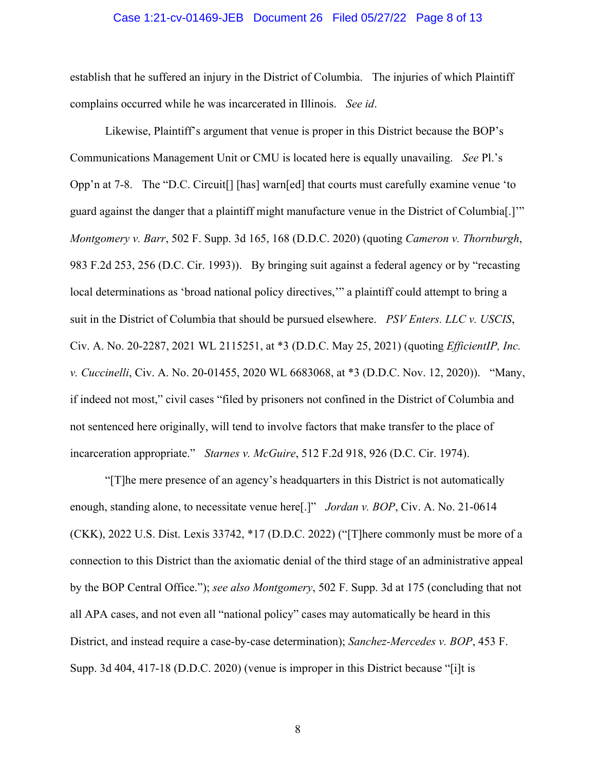establish that he suffered an injury in the District of Columbia. The injuries of which Plaintiff complains occurred while he was incarcerated in Illinois. *See id*.

Likewise, Plaintiff's argument that venue is proper in this District because the BOP's Communications Management Unit or CMU is located here is equally unavailing. *See* Pl.'s Opp'n at 7-8. The "D.C. Circuit[] [has] warn[ed] that courts must carefully examine venue 'to guard against the danger that a plaintiff might manufacture venue in the District of Columbia[.]'" *Montgomery v. Barr*, 502 F. Supp. 3d 165, 168 (D.D.C. 2020) (quoting *Cameron v. Thornburgh*, 983 F.2d 253, 256 (D.C. Cir. 1993)). By bringing suit against a federal agency or by "recasting local determinations as 'broad national policy directives,'" a plaintiff could attempt to bring a suit in the District of Columbia that should be pursued elsewhere. *PSV Enters. LLC v. USCIS*, Civ. A. No. 20-2287, 2021 WL 2115251, at *3 (D.D.C. May 25, 2021) (quoting *EfficientIP, Inc. v. Cuccinelli*, Civ. A. No. 20-01455, 2020 WL 6683068, at *3 (D.D.C. Nov. 12, 2020)). "Many, if indeed not most," civil cases "filed by prisoners not confined in the District of Columbia and not sentenced here originally, will tend to involve factors that make transfer to the place of incarceration appropriate." *Starnes v. McGuire*, 512 F.2d 918, 926 (D.C. Cir. 1974).

"[T]he mere presence of an agency's headquarters in this District is not automatically enough, standing alone, to necessitate venue here[.]" *Jordan v. BOP*, Civ. A. No. 21-0614 (CKK), 2022 U.S. Dist. Lexis 33742, *17 (D.D.C. 2022) ("[T]here commonly must be more of a connection to this District than the axiomatic denial of the third stage of an administrative appeal by the BOP Central Office."); *see also Montgomery*, 502 F. Supp. 3d at 175 (concluding that not all APA cases, and not even all "national policy" cases may automatically be heard in this District, and instead require a case-by-case determination); *Sanchez-Mercedes v. BOP*, 453 F. Supp. 3d 404, 417-18 (D.D.C. 2020) (venue is improper in this District because "[i]t is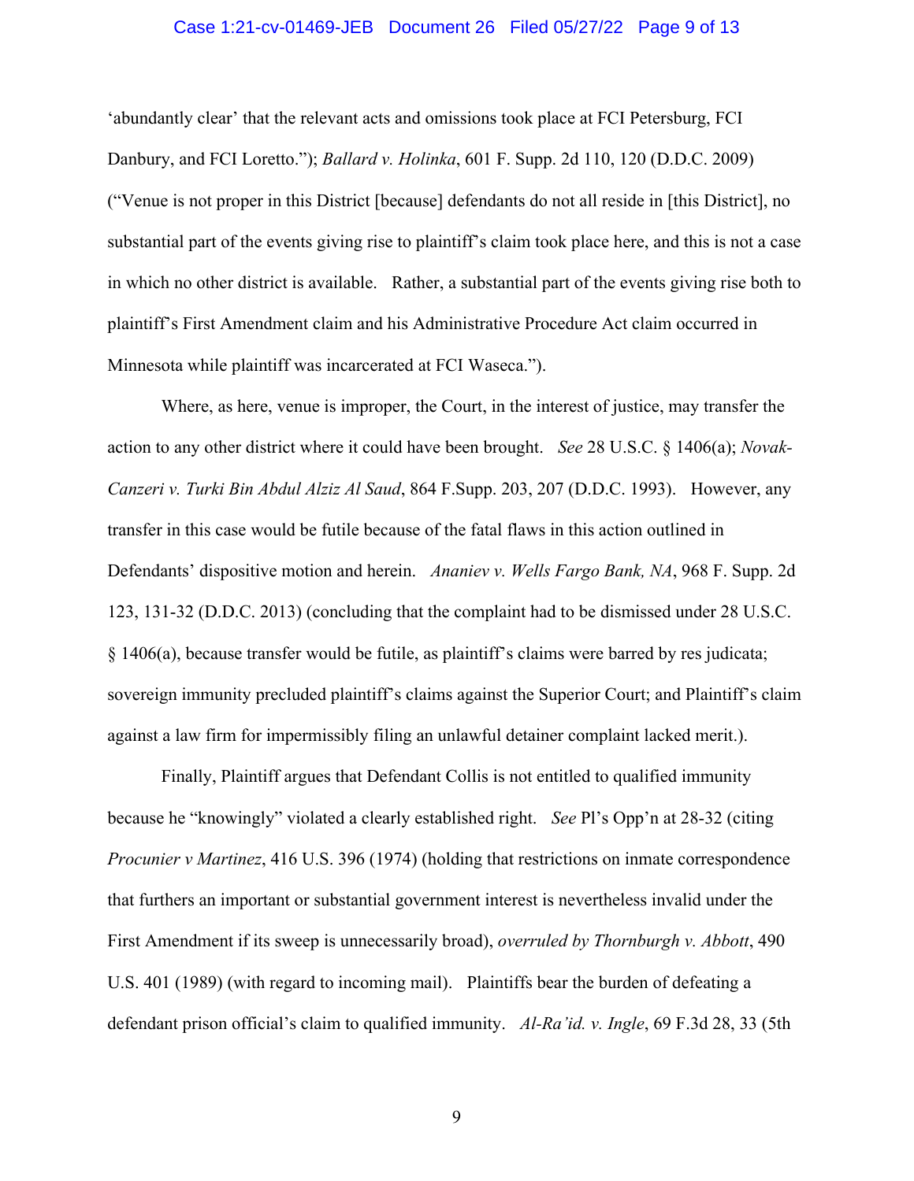'abundantly clear' that the relevant acts and omissions took place at FCI Petersburg, FCI Danbury, and FCI Loretto."); *Ballard v. Holinka*, 601 F. Supp. 2d 110, 120 (D.D.C. 2009) ("Venue is not proper in this District [because] defendants do not all reside in [this District], no substantial part of the events giving rise to plaintiff's claim took place here, and this is not a case in which no other district is available. Rather, a substantial part of the events giving rise both to plaintiff's First Amendment claim and his Administrative Procedure Act claim occurred in Minnesota while plaintiff was incarcerated at FCI Waseca.").

Where, as here, venue is improper, the Court, in the interest of justice, may transfer the action to any other district where it could have been brought. *See* 28 U.S.C. § 1406(a); *Novak-Canzeri v. Turki Bin Abdul Alziz Al Saud*, 864 F.Supp. 203, 207 (D.D.C. 1993). However, any transfer in this case would be futile because of the fatal flaws in this action outlined in Defendants' dispositive motion and herein. *Ananiev v. Wells Fargo Bank, NA*, 968 F. Supp. 2d 123, 131-32 (D.D.C. 2013) (concluding that the complaint had to be dismissed under 28 U.S.C. § 1406(a), because transfer would be futile, as plaintiff's claims were barred by res judicata; sovereign immunity precluded plaintiff's claims against the Superior Court; and Plaintiff's claim against a law firm for impermissibly filing an unlawful detainer complaint lacked merit.).

Finally, Plaintiff argues that Defendant Collis is not entitled to qualified immunity because he "knowingly" violated a clearly established right. *See* Pl's Opp'n at 28-32 (citing *Procunier v Martinez*, 416 U.S. 396 (1974) (holding that restrictions on inmate correspondence that furthers an important or substantial government interest is nevertheless invalid under the First Amendment if its sweep is unnecessarily broad), *overruled by Thornburgh v. Abbott*, 490 U.S. 401 (1989) (with regard to incoming mail). Plaintiffs bear the burden of defeating a defendant prison official's claim to qualified immunity. *Al-Ra'id. v. Ingle*, 69 F.3d 28, 33 (5th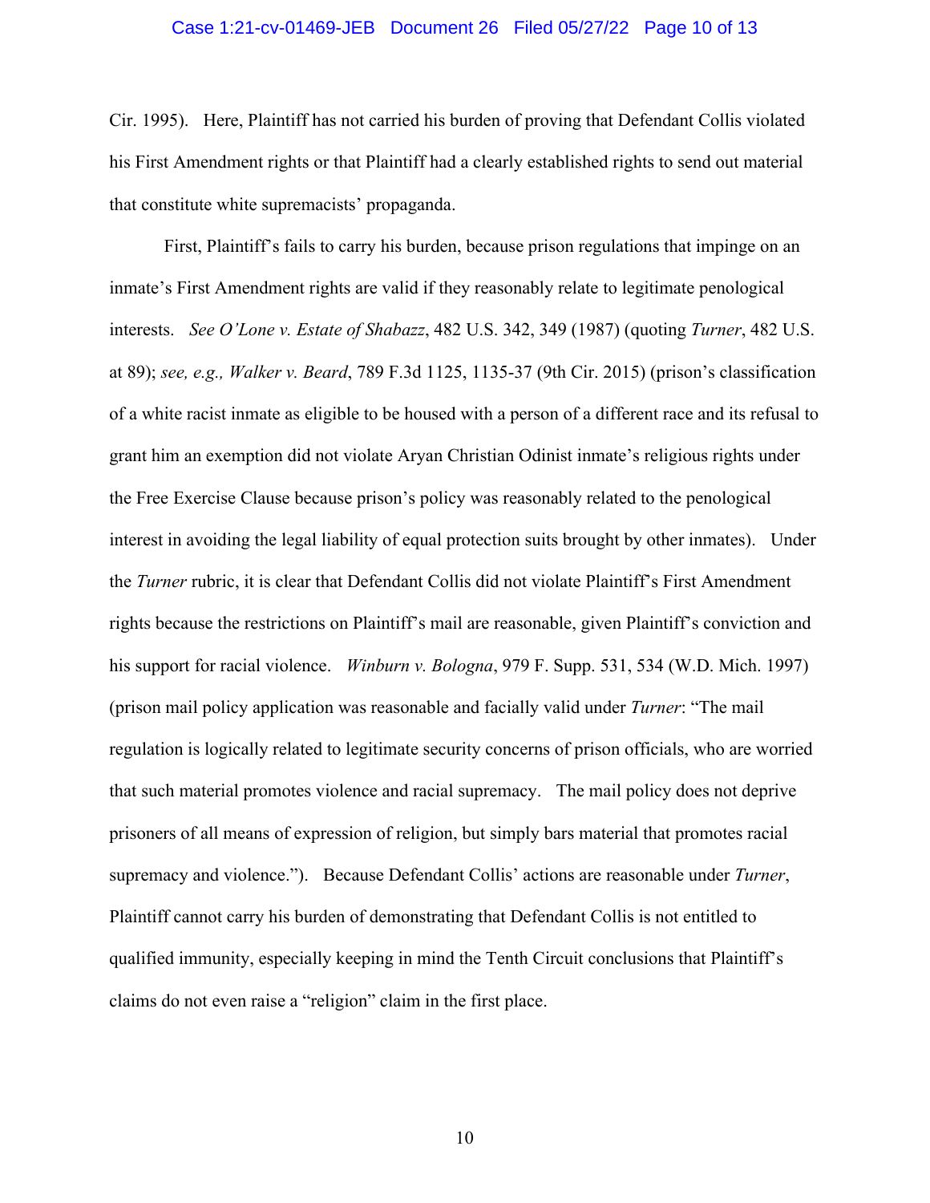Cir. 1995). Here, Plaintiff has not carried his burden of proving that Defendant Collis violated his First Amendment rights or that Plaintiff had a clearly established rights to send out material that constitute white supremacists' propaganda.

First, Plaintiff's fails to carry his burden, because prison regulations that impinge on an inmate's First Amendment rights are valid if they reasonably relate to legitimate penological interests. *See O'Lone v. Estate of Shabazz*, 482 U.S. 342, 349 (1987) (quoting *Turner*, 482 U.S. at 89); *see, e.g., Walker v. Beard*, 789 F.3d 1125, 1135-37 (9th Cir. 2015) (prison's classification of a white racist inmate as eligible to be housed with a person of a different race and its refusal to grant him an exemption did not violate Aryan Christian Odinist inmate's religious rights under the Free Exercise Clause because prison's policy was reasonably related to the penological interest in avoiding the legal liability of equal protection suits brought by other inmates). Under the *Turner* rubric, it is clear that Defendant Collis did not violate Plaintiff's First Amendment rights because the restrictions on Plaintiff's mail are reasonable, given Plaintiff's conviction and his support for racial violence. *Winburn v. Bologna*, 979 F. Supp. 531, 534 (W.D. Mich. 1997) (prison mail policy application was reasonable and facially valid under *Turner*: "The mail regulation is logically related to legitimate security concerns of prison officials, who are worried that such material promotes violence and racial supremacy. The mail policy does not deprive prisoners of all means of expression of religion, but simply bars material that promotes racial supremacy and violence."). Because Defendant Collis' actions are reasonable under *Turner*, Plaintiff cannot carry his burden of demonstrating that Defendant Collis is not entitled to qualified immunity, especially keeping in mind the Tenth Circuit conclusions that Plaintiff's claims do not even raise a "religion" claim in the first place.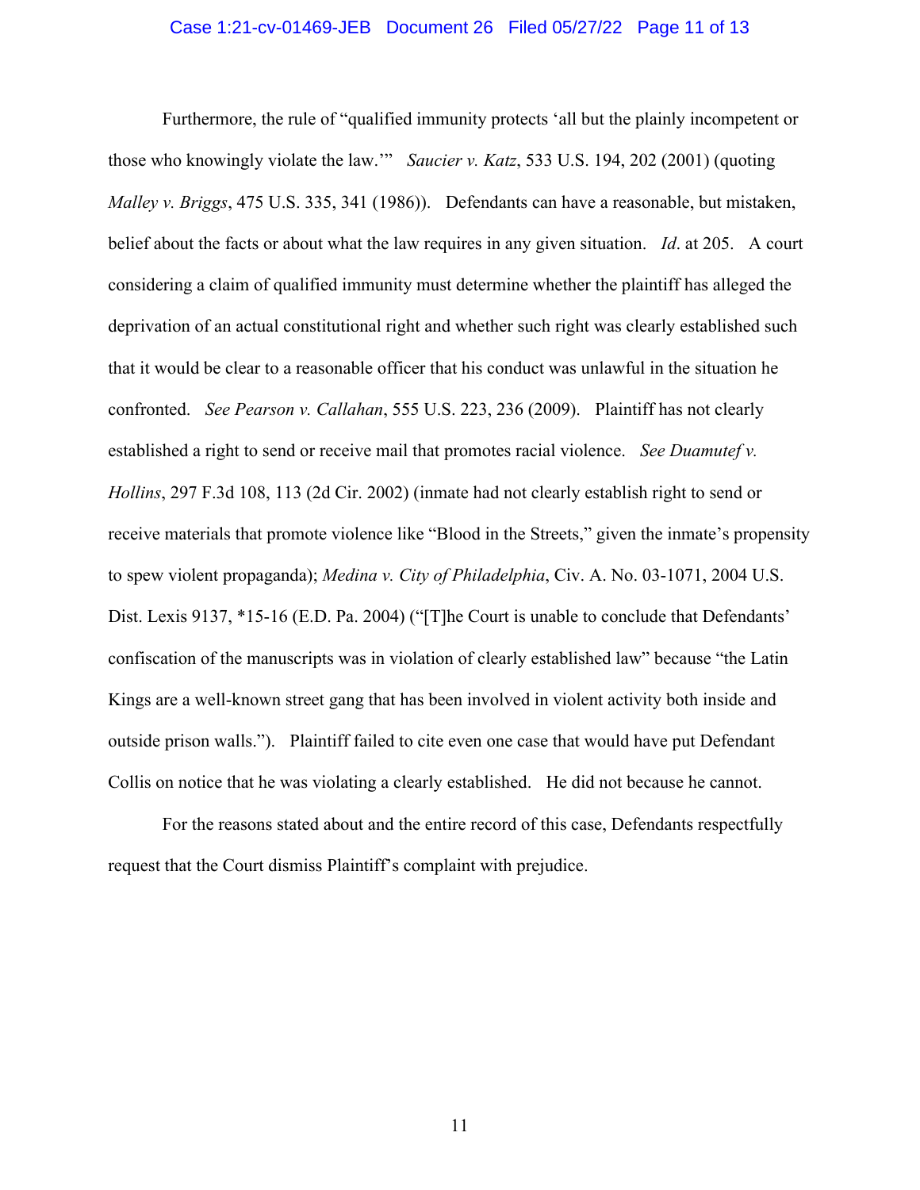Furthermore, the rule of "qualified immunity protects 'all but the plainly incompetent or those who knowingly violate the law.'" *Saucier v. Katz*, 533 U.S. 194, 202 (2001) (quoting *Malley v. Briggs*, 475 U.S. 335, 341 (1986)). Defendants can have a reasonable, but mistaken, belief about the facts or about what the law requires in any given situation. *Id*. at 205. A court considering a claim of qualified immunity must determine whether the plaintiff has alleged the deprivation of an actual constitutional right and whether such right was clearly established such that it would be clear to a reasonable officer that his conduct was unlawful in the situation he confronted. *See Pearson v. Callahan*, 555 U.S. 223, 236 (2009). Plaintiff has not clearly established a right to send or receive mail that promotes racial violence. *See Duamutef v. Hollins*, 297 F.3d 108, 113 (2d Cir. 2002) (inmate had not clearly establish right to send or receive materials that promote violence like "Blood in the Streets," given the inmate's propensity to spew violent propaganda); *Medina v. City of Philadelphia*, Civ. A. No. 03-1071, 2004 U.S. Dist. Lexis 9137, *15-16 (E.D. Pa. 2004) ("[T]he Court is unable to conclude that Defendants' confiscation of the manuscripts was in violation of clearly established law" because "the Latin Kings are a well-known street gang that has been involved in violent activity both inside and outside prison walls."). Plaintiff failed to cite even one case that would have put Defendant Collis on notice that he was violating a clearly established. He did not because he cannot.

For the reasons stated about and the entire record of this case, Defendants respectfully request that the Court dismiss Plaintiff's complaint with prejudice.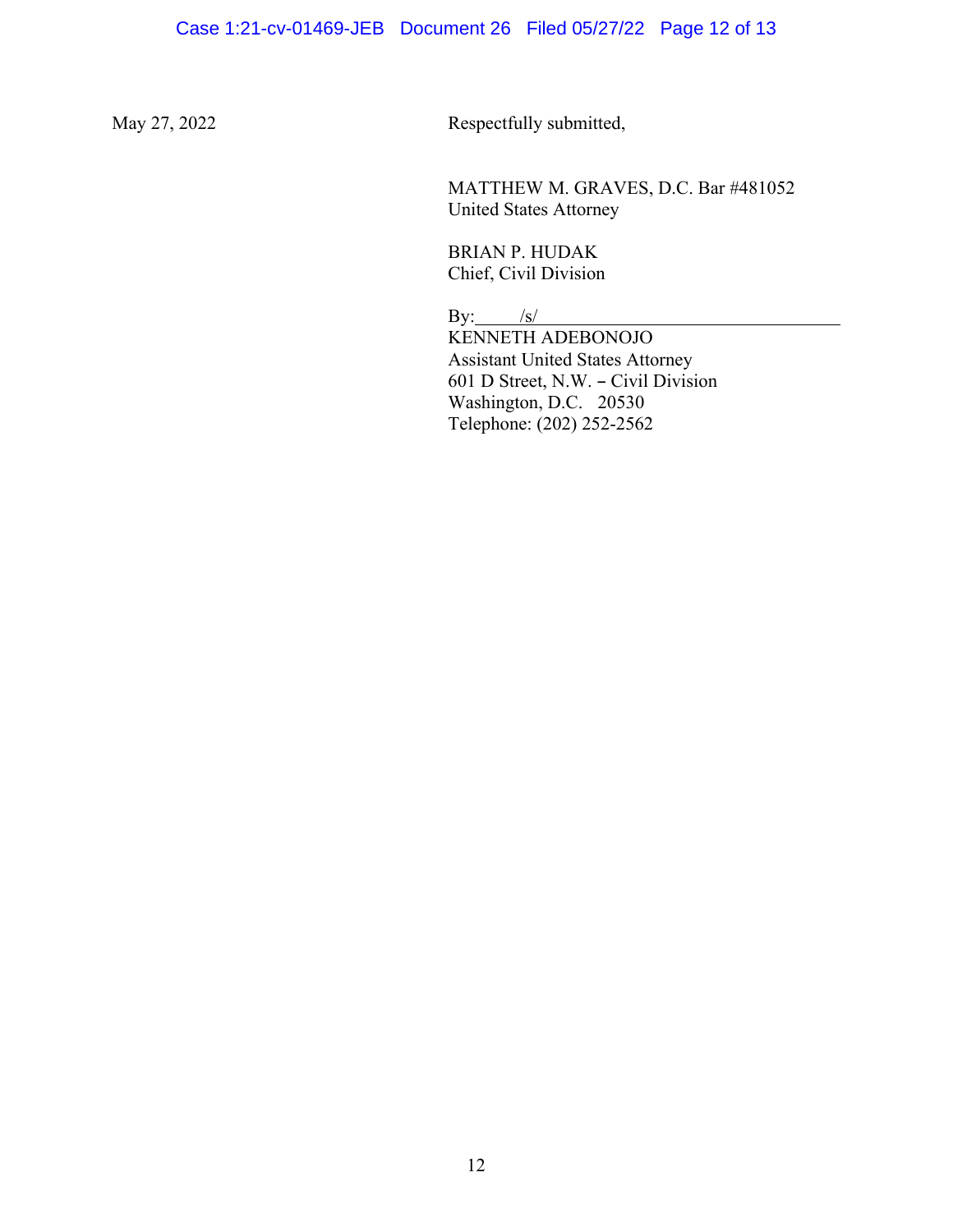May 27, 2022

Respectfully submitted,

MATTHEW M. GRAVES, D.C. Bar #481052
United States Attorney

BRIAN P. HUDAK
Chief, Civil Division

By: /s/
KENNETH ADEBONOJO
Assistant United States Attorney
601 D Street, N.W. – Civil Division
Washington, D.C. 20530
Telephone: (202) 252-2562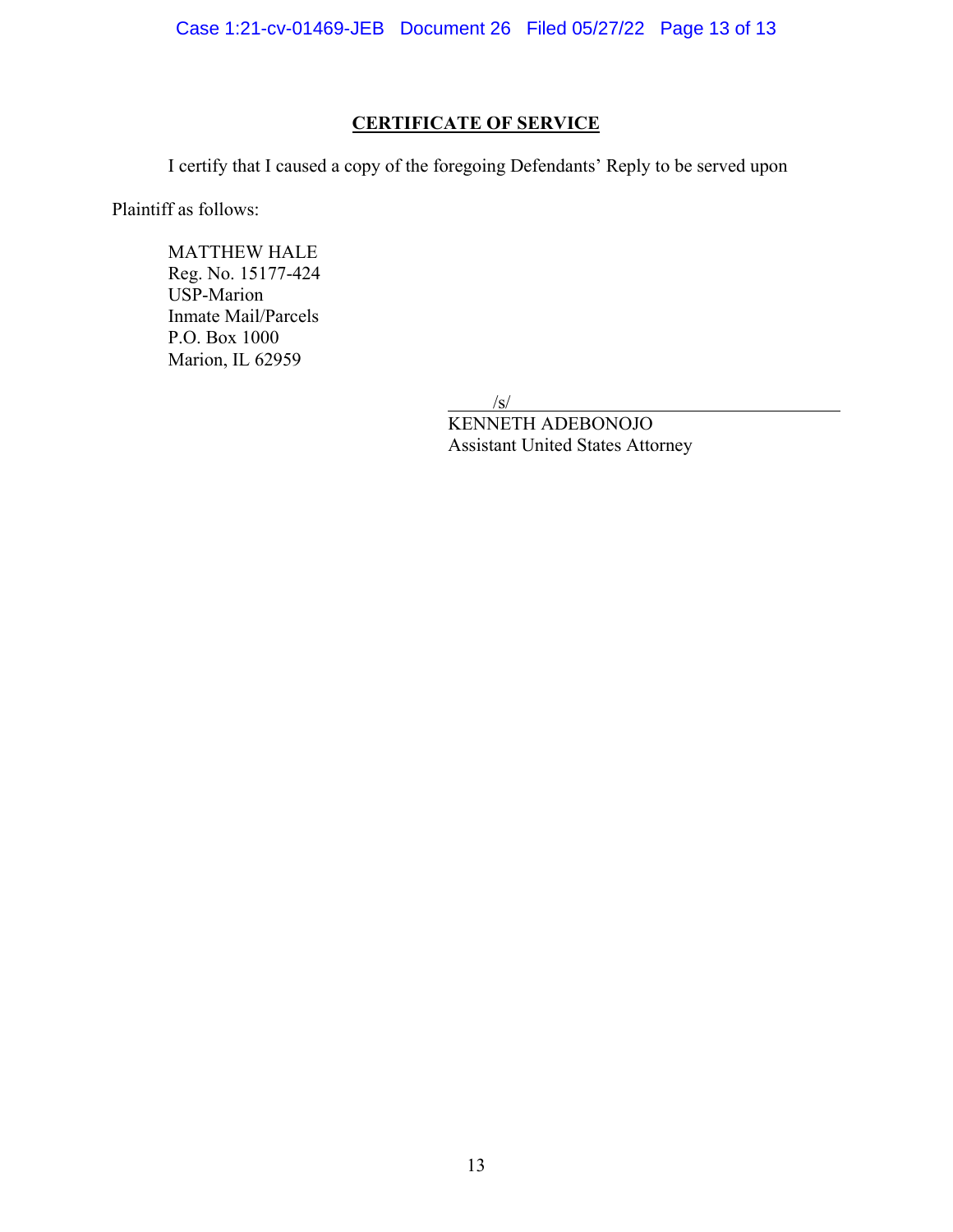## CERTIFICATE OF SERVICE

I certify that I caused a copy of the foregoing Defendants' Reply to be served upon Plaintiff as follows:

MATTHEW HALE
Reg. No. 15177-424
USP-Marion
Inmate Mail/Parcels
P.O. Box 1000
Marion, IL 62959

/s/
KENNETH ADEBONOJO
Assistant United States Attorney